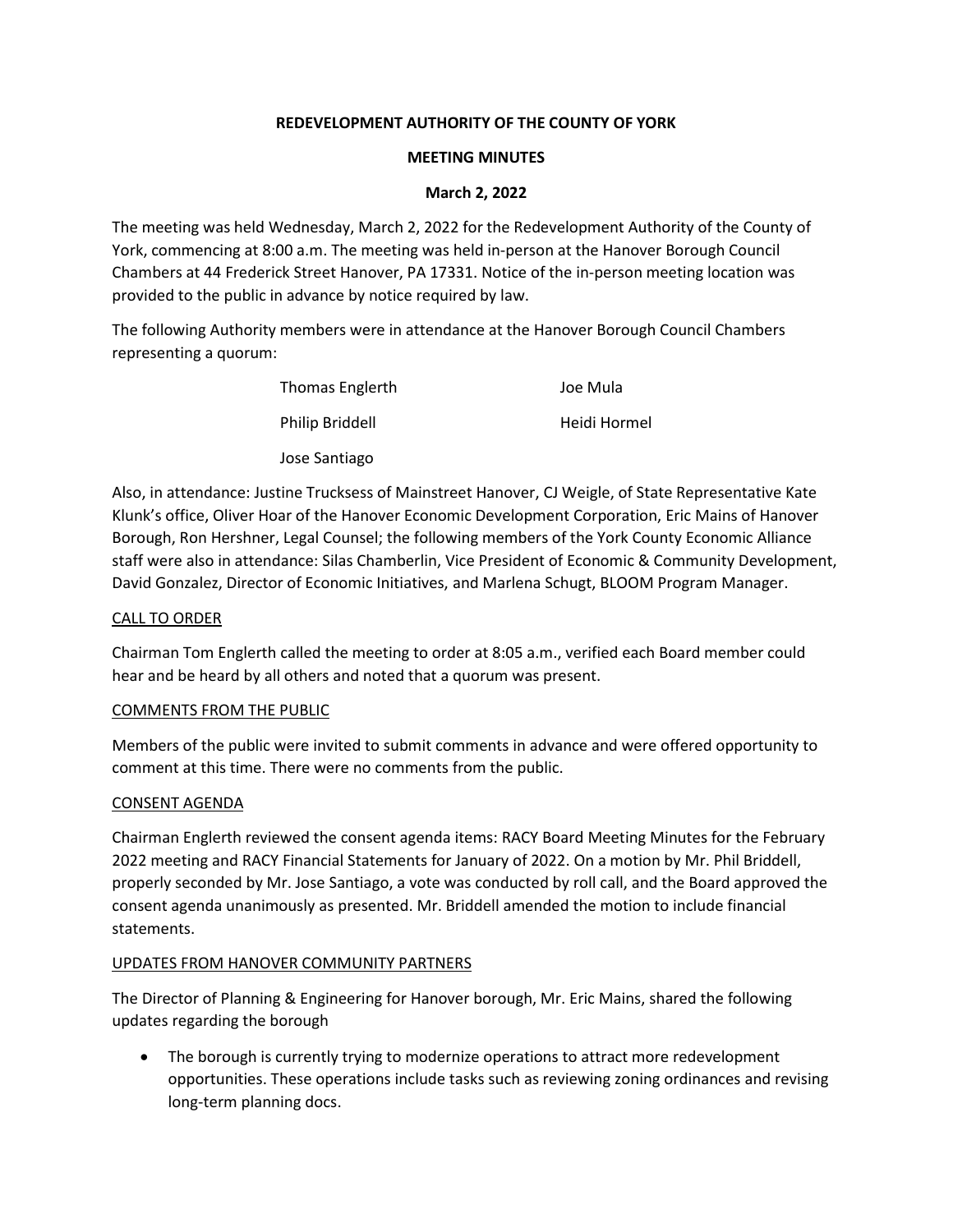**REDEVELOPMENT AUTHORITY OF THE COUNTY OF YORK**

**MEETING MINUTES**

**March 2, 2022**

The meeting was held Wednesday, March 2, 2022 for the Redevelopment Authority of the County of York, commencing at 8:00 a.m. The meeting was held in-person at the Hanover Borough Council Chambers at 44 Frederick Street Hanover, PA 17331. Notice of the in-person meeting location was provided to the public in advance by notice required by law.

The following Authority members were in attendance at the Hanover Borough Council Chambers representing a quorum:

Thomas Englerth
Joe Mula
Philip Briddell
Heidi Hormel
Jose Santiago

Also, in attendance: Justine Trucksess of Mainstreet Hanover, CJ Weigle, of State Representative Kate Klunk's office, Oliver Hoar of the Hanover Economic Development Corporation, Eric Mains of Hanover Borough, Ron Hershner, Legal Counsel; the following members of the York County Economic Alliance staff were also in attendance: Silas Chamberlin, Vice President of Economic & Community Development, David Gonzalez, Director of Economic Initiatives, and Marlena Schugt, BLOOM Program Manager.

<u>CALL TO ORDER</u>

Chairman Tom Englerth called the meeting to order at 8:05 a.m., verified each Board member could hear and be heard by all others and noted that a quorum was present.

<u>COMMENTS FROM THE PUBLIC</u>

Members of the public were invited to submit comments in advance and were offered opportunity to comment at this time. There were no comments from the public.

<u>CONSENT AGENDA</u>

Chairman Englerth reviewed the consent agenda items: RACY Board Meeting Minutes for the February 2022 meeting and RACY Financial Statements for January of 2022. On a motion by Mr. Phil Briddell, properly seconded by Mr. Jose Santiago, a vote was conducted by roll call, and the Board approved the consent agenda unanimously as presented. Mr. Briddell amended the motion to include financial statements.

<u>UPDATES FROM HANOVER COMMUNITY PARTNERS</u>

The Director of Planning & Engineering for Hanover borough, Mr. Eric Mains, shared the following updates regarding the borough

- The borough is currently trying to modernize operations to attract more redevelopment opportunities. These operations include tasks such as reviewing zoning ordinances and revising long-term planning docs.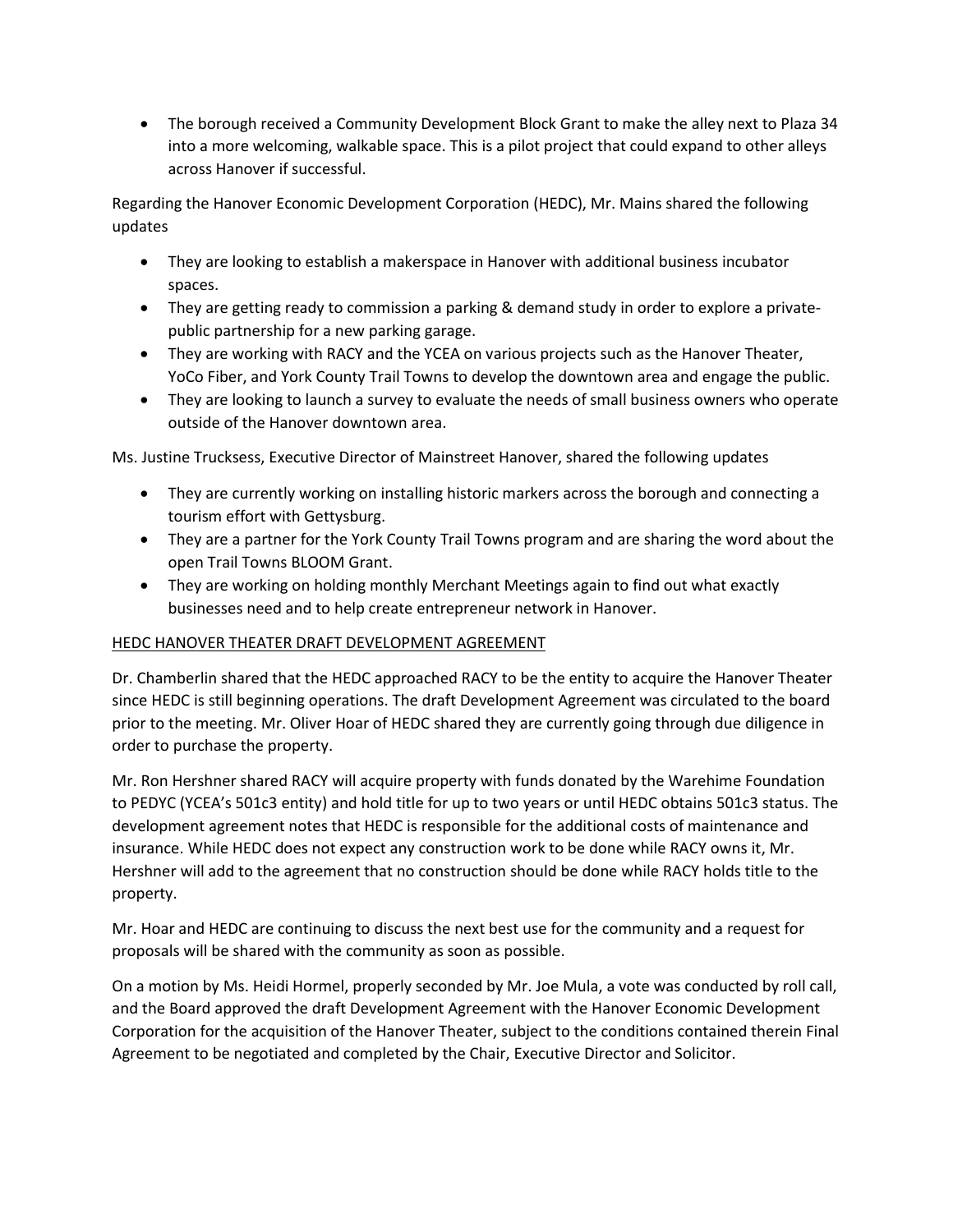- The borough received a Community Development Block Grant to make the alley next to Plaza 34 into a more welcoming, walkable space. This is a pilot project that could expand to other alleys across Hanover if successful.

Regarding the Hanover Economic Development Corporation (HEDC), Mr. Mains shared the following updates

- They are looking to establish a makerspace in Hanover with additional business incubator spaces.
- They are getting ready to commission a parking & demand study in order to explore a private-public partnership for a new parking garage.
- They are working with RACY and the YCEA on various projects such as the Hanover Theater, YoCo Fiber, and York County Trail Towns to develop the downtown area and engage the public.
- They are looking to launch a survey to evaluate the needs of small business owners who operate outside of the Hanover downtown area.

Ms. Justine Trucksess, Executive Director of Mainstreet Hanover, shared the following updates

- They are currently working on installing historic markers across the borough and connecting a tourism effort with Gettysburg.
- They are a partner for the York County Trail Towns program and are sharing the word about the open Trail Towns BLOOM Grant.
- They are working on holding monthly Merchant Meetings again to find out what exactly businesses need and to help create entrepreneur network in Hanover.

HEDC HANOVER THEATER DRAFT DEVELOPMENT AGREEMENT

Dr. Chamberlin shared that the HEDC approached RACY to be the entity to acquire the Hanover Theater since HEDC is still beginning operations. The draft Development Agreement was circulated to the board prior to the meeting. Mr. Oliver Hoar of HEDC shared they are currently going through due diligence in order to purchase the property.

Mr. Ron Hershner shared RACY will acquire property with funds donated by the Warehime Foundation to PEDYC (YCEA's 501c3 entity) and hold title for up to two years or until HEDC obtains 501c3 status. The development agreement notes that HEDC is responsible for the additional costs of maintenance and insurance. While HEDC does not expect any construction work to be done while RACY owns it, Mr. Hershner will add to the agreement that no construction should be done while RACY holds title to the property.

Mr. Hoar and HEDC are continuing to discuss the next best use for the community and a request for proposals will be shared with the community as soon as possible.

On a motion by Ms. Heidi Hormel, properly seconded by Mr. Joe Mula, a vote was conducted by roll call, and the Board approved the draft Development Agreement with the Hanover Economic Development Corporation for the acquisition of the Hanover Theater, subject to the conditions contained therein Final Agreement to be negotiated and completed by the Chair, Executive Director and Solicitor.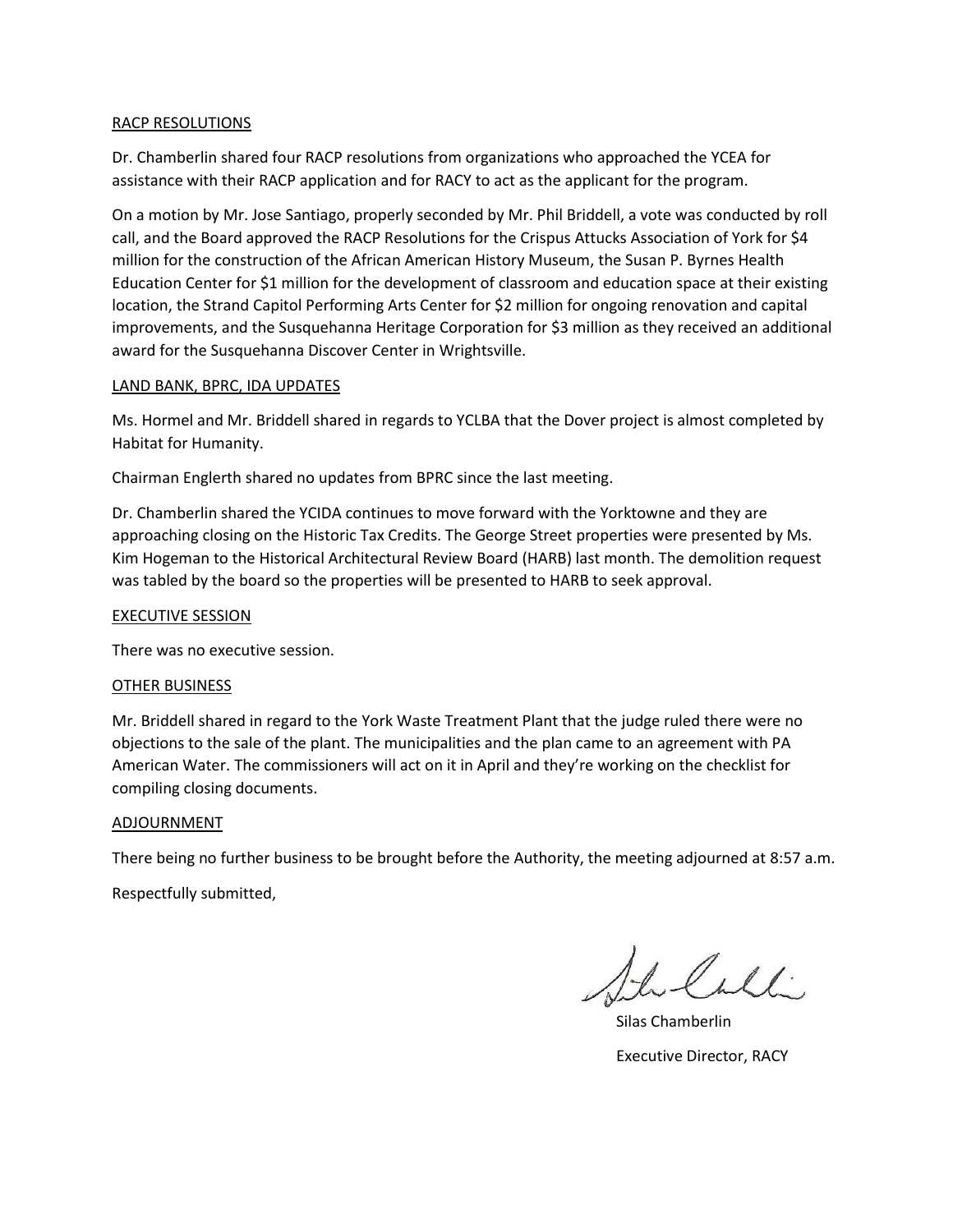RACP RESOLUTIONS

Dr. Chamberlin shared four RACP resolutions from organizations who approached the YCEA for assistance with their RACP application and for RACY to act as the applicant for the program.

On a motion by Mr. Jose Santiago, properly seconded by Mr. Phil Briddell, a vote was conducted by roll call, and the Board approved the RACP Resolutions for the Crispus Attucks Association of York for $4 million for the construction of the African American History Museum, the Susan P. Byrnes Health Education Center for $1 million for the development of classroom and education space at their existing location, the Strand Capitol Performing Arts Center for $2 million for ongoing renovation and capital improvements, and the Susquehanna Heritage Corporation for $3 million as they received an additional award for the Susquehanna Discover Center in Wrightsville.

LAND BANK, BPRC, IDA UPDATES

Ms. Hormel and Mr. Briddell shared in regards to YCLBA that the Dover project is almost completed by Habitat for Humanity.

Chairman Englerth shared no updates from BPRC since the last meeting.

Dr. Chamberlin shared the YCIDA continues to move forward with the Yorktowne and they are approaching closing on the Historic Tax Credits. The George Street properties were presented by Ms. Kim Hogeman to the Historical Architectural Review Board (HARB) last month. The demolition request was tabled by the board so the properties will be presented to HARB to seek approval.

EXECUTIVE SESSION

There was no executive session.

OTHER BUSINESS

Mr. Briddell shared in regard to the York Waste Treatment Plant that the judge ruled there were no objections to the sale of the plant. The municipalities and the plan came to an agreement with PA American Water. The commissioners will act on it in April and they're working on the checklist for compiling closing documents.

ADJOURNMENT

There being no further business to be brought before the Authority, the meeting adjourned at 8:57 a.m.

Respectfully submitted,

Silas Chamberlin

Executive Director, RACY